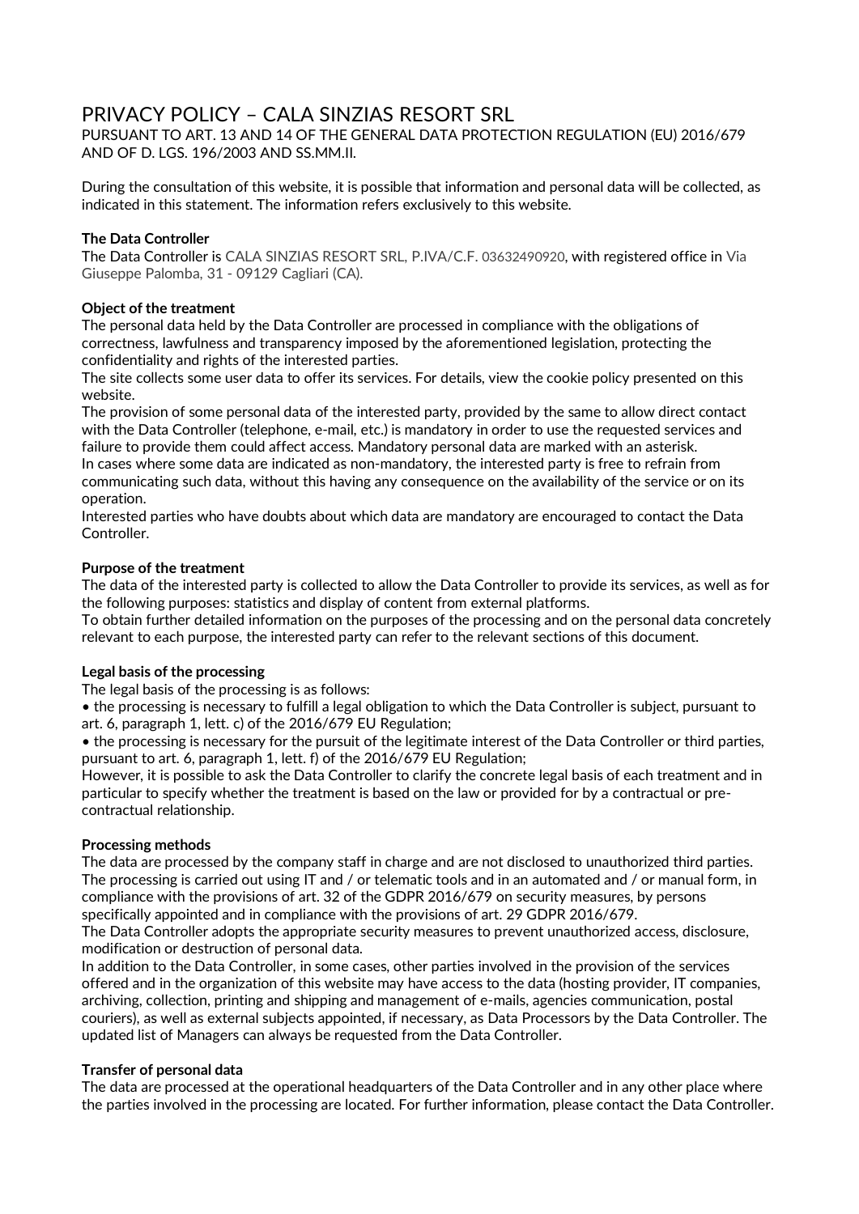# PRIVACY POLICY – CALA SINZIAS RESORT SRL

PURSUANT TO ART. 13 AND 14 OF THE GENERAL DATA PROTECTION REGULATION (EU) 2016/679 AND OF D. LGS. 196/2003 AND SS.MM.II.

During the consultation of this website, it is possible that information and personal data will be collected, as indicated in this statement. The information refers exclusively to this website.

**The Data Controller**

The Data Controller is CALA SINZIAS RESORT SRL, P.IVA/C.F. 03632490920, with registered office in Via Giuseppe Palomba, 31 - 09129 Cagliari (CA).

**Object of the treatment**

The personal data held by the Data Controller are processed in compliance with the obligations of correctness, lawfulness and transparency imposed by the aforementioned legislation, protecting the confidentiality and rights of the interested parties.

The site collects some user data to offer its services. For details, view the cookie policy presented on this website.

The provision of some personal data of the interested party, provided by the same to allow direct contact with the Data Controller (telephone, e-mail, etc.) is mandatory in order to use the requested services and failure to provide them could affect access. Mandatory personal data are marked with an asterisk.

In cases where some data are indicated as non-mandatory, the interested party is free to refrain from communicating such data, without this having any consequence on the availability of the service or on its operation.

Interested parties who have doubts about which data are mandatory are encouraged to contact the Data Controller.

**Purpose of the treatment**

The data of the interested party is collected to allow the Data Controller to provide its services, as well as for the following purposes: statistics and display of content from external platforms.

To obtain further detailed information on the purposes of the processing and on the personal data concretely relevant to each purpose, the interested party can refer to the relevant sections of this document.

**Legal basis of the processing**

The legal basis of the processing is as follows:

- the processing is necessary to fulfill a legal obligation to which the Data Controller is subject, pursuant to art. 6, paragraph 1, lett. c) of the 2016/679 EU Regulation;
- the processing is necessary for the pursuit of the legitimate interest of the Data Controller or third parties, pursuant to art. 6, paragraph 1, lett. f) of the 2016/679 EU Regulation;

However, it is possible to ask the Data Controller to clarify the concrete legal basis of each treatment and in particular to specify whether the treatment is based on the law or provided for by a contractual or pre-contractual relationship.

**Processing methods**

The data are processed by the company staff in charge and are not disclosed to unauthorized third parties. The processing is carried out using IT and / or telematic tools and in an automated and / or manual form, in compliance with the provisions of art. 32 of the GDPR 2016/679 on security measures, by persons specifically appointed and in compliance with the provisions of art. 29 GDPR 2016/679.

The Data Controller adopts the appropriate security measures to prevent unauthorized access, disclosure, modification or destruction of personal data.

In addition to the Data Controller, in some cases, other parties involved in the provision of the services offered and in the organization of this website may have access to the data (hosting provider, IT companies, archiving, collection, printing and shipping and management of e-mails, agencies communication, postal couriers), as well as external subjects appointed, if necessary, as Data Processors by the Data Controller. The updated list of Managers can always be requested from the Data Controller.

**Transfer of personal data**

The data are processed at the operational headquarters of the Data Controller and in any other place where the parties involved in the processing are located. For further information, please contact the Data Controller.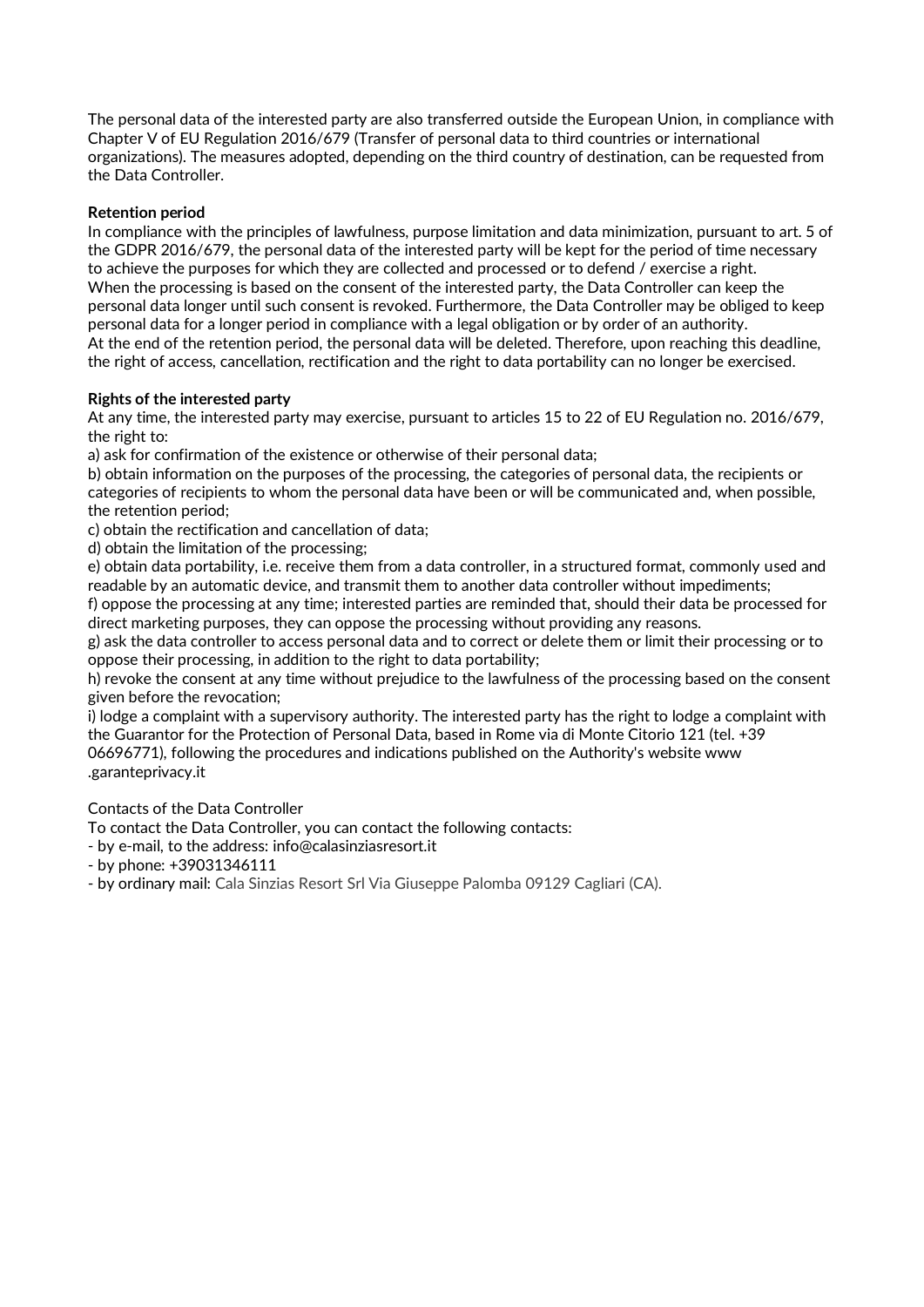The personal data of the interested party are also transferred outside the European Union, in compliance with Chapter V of EU Regulation 2016/679 (Transfer of personal data to third countries or international organizations). The measures adopted, depending on the third country of destination, can be requested from the Data Controller.

**Retention period**

In compliance with the principles of lawfulness, purpose limitation and data minimization, pursuant to art. 5 of the GDPR 2016/679, the personal data of the interested party will be kept for the period of time necessary to achieve the purposes for which they are collected and processed or to defend / exercise a right.
When the processing is based on the consent of the interested party, the Data Controller can keep the personal data longer until such consent is revoked. Furthermore, the Data Controller may be obliged to keep personal data for a longer period in compliance with a legal obligation or by order of an authority.
At the end of the retention period, the personal data will be deleted. Therefore, upon reaching this deadline, the right of access, cancellation, rectification and the right to data portability can no longer be exercised.

**Rights of the interested party**

At any time, the interested party may exercise, pursuant to articles 15 to 22 of EU Regulation no. 2016/679, the right to:

a) ask for confirmation of the existence or otherwise of their personal data;
b) obtain information on the purposes of the processing, the categories of personal data, the recipients or categories of recipients to whom the personal data have been or will be communicated and, when possible, the retention period;
c) obtain the rectification and cancellation of data;
d) obtain the limitation of the processing;
e) obtain data portability, i.e. receive them from a data controller, in a structured format, commonly used and readable by an automatic device, and transmit them to another data controller without impediments;
f) oppose the processing at any time; interested parties are reminded that, should their data be processed for direct marketing purposes, they can oppose the processing without providing any reasons.
g) ask the data controller to access personal data and to correct or delete them or limit their processing or to oppose their processing, in addition to the right to data portability;
h) revoke the consent at any time without prejudice to the lawfulness of the processing based on the consent given before the revocation;
i) lodge a complaint with a supervisory authority. The interested party has the right to lodge a complaint with the Guarantor for the Protection of Personal Data, based in Rome via di Monte Citorio 121 (tel. +39 06696771), following the procedures and indications published on the Authority's website www .garanteprivacy.it

Contacts of the Data Controller

To contact the Data Controller, you can contact the following contacts:

- by e-mail, to the address: info@calasinziasresort.it
- by phone: +39031346111
- by ordinary mail: Cala Sinzias Resort Srl Via Giuseppe Palomba 09129 Cagliari (CA).